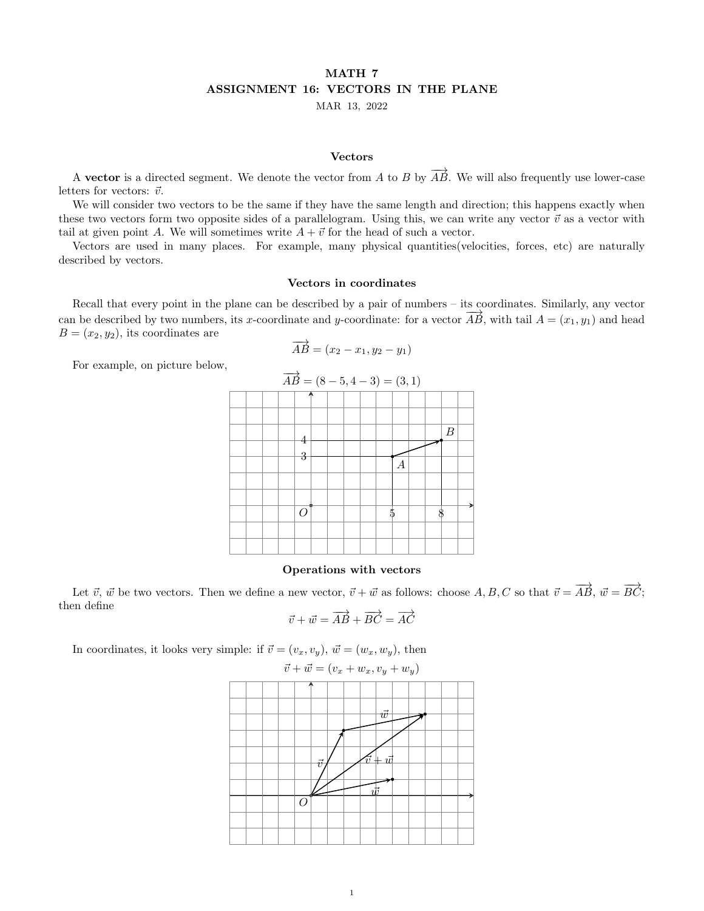# MATH 7
## ASSIGNMENT 16: VECTORS IN THE PLANE
MAR 13, 2022

### Vectors

A **vector** is a directed segment. We denote the vector from $A$ to $B$ by $\overrightarrow{AB}$. We will also frequently use lower-case letters for vectors: $\vec{v}$.

We will consider two vectors to be the same if they have the same length and direction; this happens exactly when these two vectors form two opposite sides of a parallelogram. Using this, we can write any vector $\vec{v}$ as a vector with tail at given point $A$. We will sometimes write $A + \vec{v}$ for the head of such a vector.

Vectors are used in many places. For example, many physical quantities(velocities, forces, etc) are naturally described by vectors.

### Vectors in coordinates

Recall that every point in the plane can be described by a pair of numbers – its coordinates. Similarly, any vector can be described by two numbers, its $x$-coordinate and $y$-coordinate: for a vector $\overrightarrow{AB}$, with tail $A = (x_1, y_1)$ and head $B = (x_2, y_2)$, its coordinates are

$$\overrightarrow{AB} = (x_2 - x_1, y_2 - y_1)$$

For example, on picture below,

$$\overrightarrow{AB} = (8 - 5, 4 - 3) = (3, 1)$$

### Operations with vectors

Let $\vec{v}$, $\vec{w}$ be two vectors. Then we define a new vector, $\vec{v} + \vec{w}$ as follows: choose $A, B, C$ so that $\vec{v} = \overrightarrow{AB}$, $\vec{w} = \overrightarrow{BC}$; then define

$$\vec{v} + \vec{w} = \overrightarrow{AB} + \overrightarrow{BC} = \overrightarrow{AC}$$

In coordinates, it looks very simple: if $\vec{v} = (v_x, v_y)$, $\vec{w} = (w_x, w_y)$, then

$$\vec{v} + \vec{w} = (v_x + w_x, v_y + w_y)$$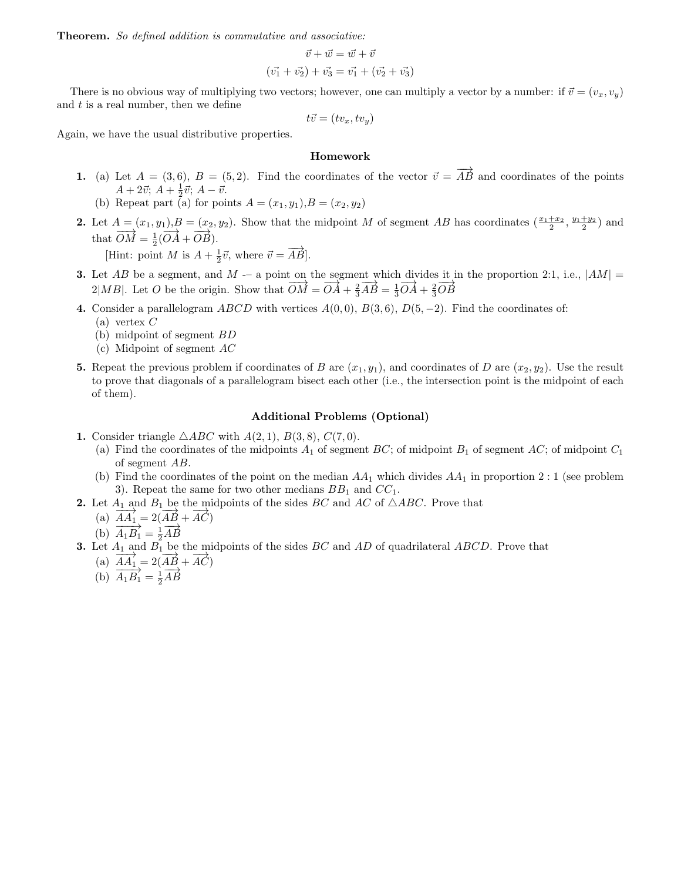**Theorem.** *So defined addition is commutative and associative:*

$$\vec{v} + \vec{w} = \vec{w} + \vec{v}$$
$$(\vec{v_1} + \vec{v_2}) + \vec{v_3} = \vec{v_1} + (\vec{v_2} + \vec{v_3})$$

There is no obvious way of multiplying two vectors; however, one can multiply a vector by a number: if $\vec{v} = (v_x, v_y)$ and $t$ is a real number, then we define

$$t\vec{v} = (tv_x, tv_y)$$

Again, we have the usual distributive properties.

### Homework

**1.** (a) Let $A = (3, 6)$, $B = (5, 2)$. Find the coordinates of the vector $\vec{v} = \overrightarrow{AB}$ and coordinates of the points $A + 2\vec{v}$; $A + \frac{1}{2}\vec{v}$; $A - \vec{v}$.
(b) Repeat part (a) for points $A = (x_1, y_1)$, $B = (x_2, y_2)$

**2.** Let $A = (x_1, y_1)$, $B = (x_2, y_2)$. Show that the midpoint $M$ of segment $AB$ has coordinates $(\frac{x_1+x_2}{2}, \frac{y_1+y_2}{2})$ and that $\overrightarrow{OM} = \frac{1}{2}(\overrightarrow{OA} + \overrightarrow{OB})$.
[Hint: point $M$ is $A + \frac{1}{2}\vec{v}$, where $\vec{v} = \overrightarrow{AB}$].

**3.** Let $AB$ be a segment, and $M$ -– a point on the segment which divides it in the proportion 2:1, i.e., $|AM| = 2|MB|$. Let $O$ be the origin. Show that $\overrightarrow{OM} = \overrightarrow{OA} + \frac{2}{3}\overrightarrow{AB} = \frac{1}{3}\overrightarrow{OA} + \frac{2}{3}\overrightarrow{OB}$

**4.** Consider a parallelogram $ABCD$ with vertices $A(0, 0)$, $B(3, 6)$, $D(5, -2)$. Find the coordinates of:
(a) vertex $C$
(b) midpoint of segment $BD$
(c) Midpoint of segment $AC$

**5.** Repeat the previous problem if coordinates of $B$ are $(x_1, y_1)$, and coordinates of $D$ are $(x_2, y_2)$. Use the result to prove that diagonals of a parallelogram bisect each other (i.e., the intersection point is the midpoint of each of them).

### Additional Problems (Optional)

**1.** Consider triangle $\triangle ABC$ with $A(2, 1)$, $B(3, 8)$, $C(7, 0)$.
(a) Find the coordinates of the midpoints $A_1$ of segment $BC$; of midpoint $B_1$ of segment $AC$; of midpoint $C_1$ of segment $AB$.
(b) Find the coordinates of the point on the median $AA_1$ which divides $AA_1$ in proportion $2:1$ (see problem 3). Repeat the same for two other medians $BB_1$ and $CC_1$.

**2.** Let $A_1$ and $B_1$ be the midpoints of the sides $BC$ and $AC$ of $\triangle ABC$. Prove that
(a) $\overrightarrow{AA_1} = 2(\overrightarrow{AB} + \overrightarrow{AC})$
(b) $\overrightarrow{A_1B_1} = \frac{1}{2}\overrightarrow{AB}$

**3.** Let $A_1$ and $B_1$ be the midpoints of the sides $BC$ and $AD$ of quadrilateral $ABCD$. Prove that
(a) $\overrightarrow{AA_1} = 2(\overrightarrow{AB} + \overrightarrow{AC})$
(b) $\overrightarrow{A_1B_1} = \frac{1}{2}\overrightarrow{AB}$